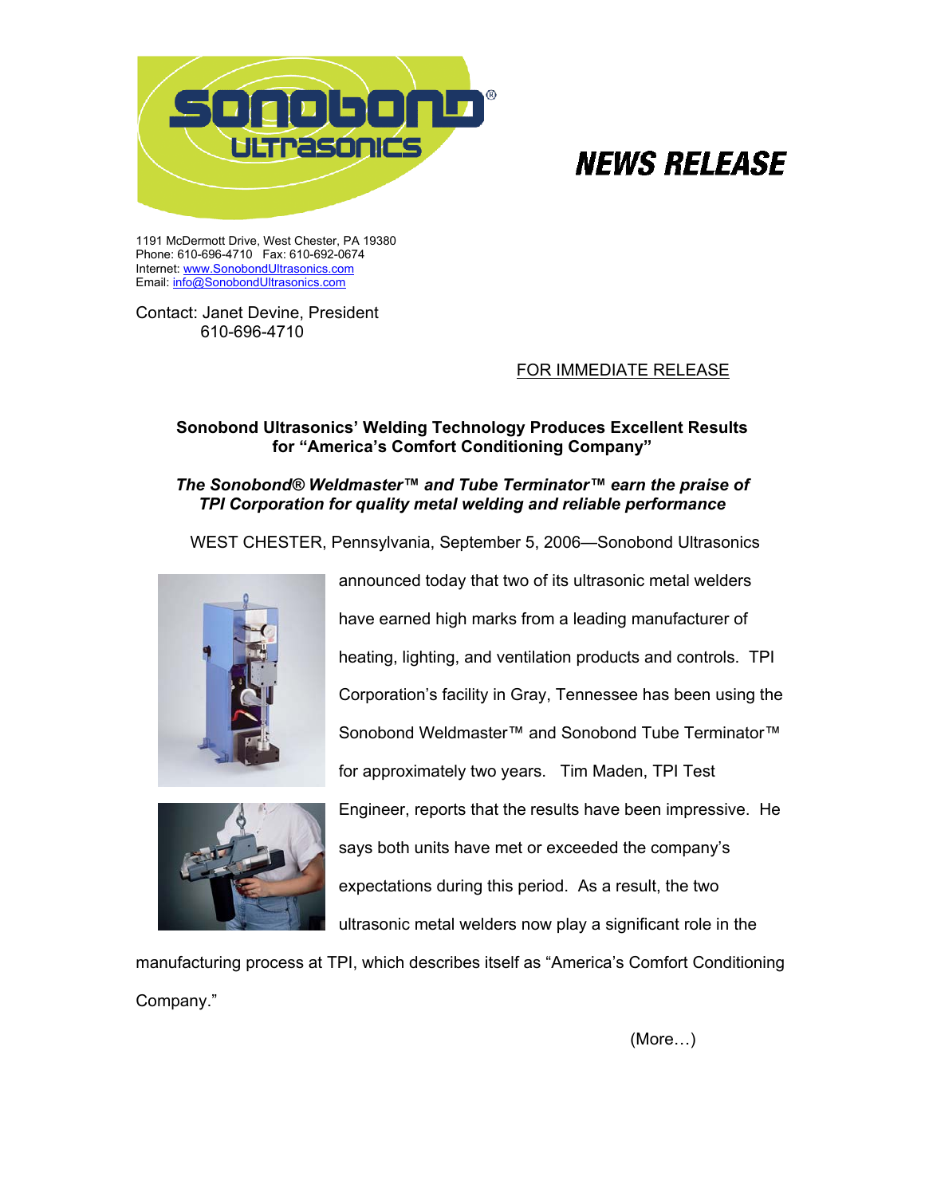# NEWS RELEASE

1191 McDermott Drive, West Chester, PA 19380
Phone: 610-696-4710 Fax: 610-692-0674
Internet: www.SonobondUltrasonics.com
Email: info@SonobondUltrasonics.com

Contact: Janet Devine, President
610-696-4710

FOR IMMEDIATE RELEASE

**Sonobond Ultrasonics' Welding Technology Produces Excellent Results for "America's Comfort Conditioning Company"**

***The Sonobond® Weldmaster™ and Tube Terminator™ earn the praise of TPI Corporation for quality metal welding and reliable performance***

WEST CHESTER, Pennsylvania, September 5, 2006—Sonobond Ultrasonics announced today that two of its ultrasonic metal welders have earned high marks from a leading manufacturer of heating, lighting, and ventilation products and controls. TPI Corporation's facility in Gray, Tennessee has been using the Sonobond Weldmaster™ and Sonobond Tube Terminator™ for approximately two years. Tim Maden, TPI Test Engineer, reports that the results have been impressive. He says both units have met or exceeded the company's expectations during this period. As a result, the two ultrasonic metal welders now play a significant role in the manufacturing process at TPI, which describes itself as "America's Comfort Conditioning Company."

(More…)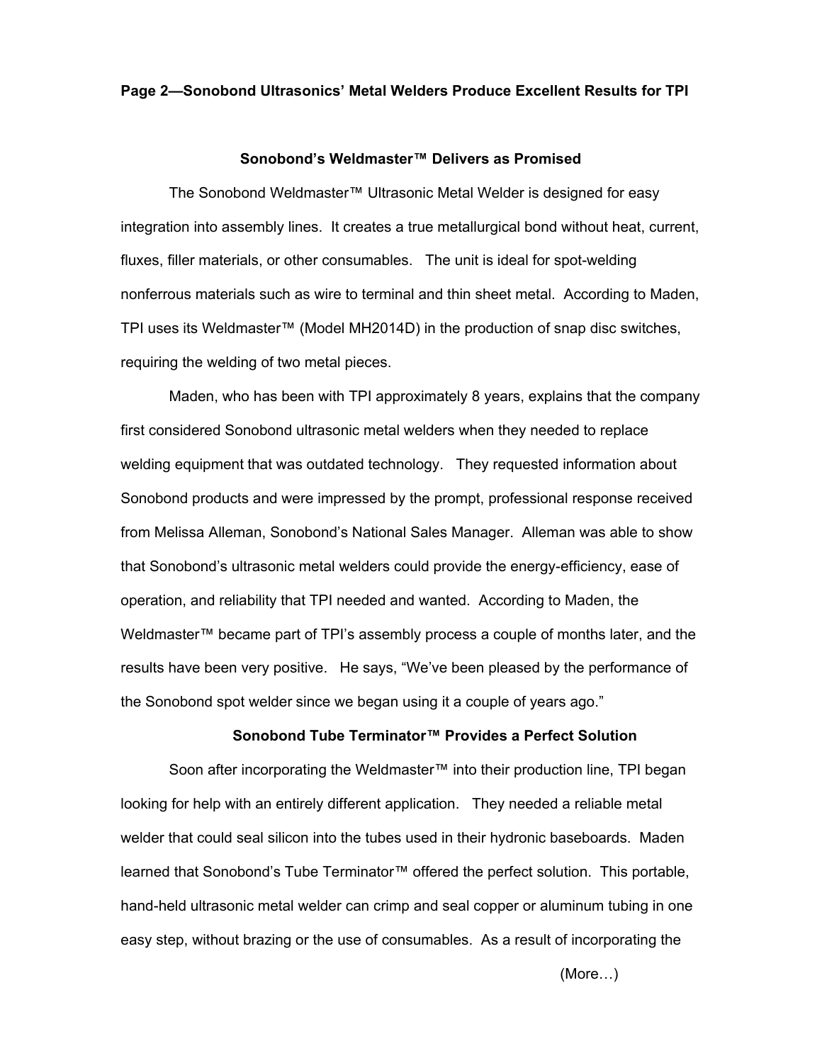**Page 2—Sonobond Ultrasonics' Metal Welders Produce Excellent Results for TPI**

## Sonobond's Weldmaster™ Delivers as Promised

The Sonobond Weldmaster™ Ultrasonic Metal Welder is designed for easy integration into assembly lines. It creates a true metallurgical bond without heat, current, fluxes, filler materials, or other consumables. The unit is ideal for spot-welding nonferrous materials such as wire to terminal and thin sheet metal. According to Maden, TPI uses its Weldmaster™ (Model MH2014D) in the production of snap disc switches, requiring the welding of two metal pieces.

Maden, who has been with TPI approximately 8 years, explains that the company first considered Sonobond ultrasonic metal welders when they needed to replace welding equipment that was outdated technology. They requested information about Sonobond products and were impressed by the prompt, professional response received from Melissa Alleman, Sonobond's National Sales Manager. Alleman was able to show that Sonobond's ultrasonic metal welders could provide the energy-efficiency, ease of operation, and reliability that TPI needed and wanted. According to Maden, the Weldmaster™ became part of TPI's assembly process a couple of months later, and the results have been very positive. He says, "We've been pleased by the performance of the Sonobond spot welder since we began using it a couple of years ago."

## Sonobond Tube Terminator™ Provides a Perfect Solution

Soon after incorporating the Weldmaster™ into their production line, TPI began looking for help with an entirely different application. They needed a reliable metal welder that could seal silicon into the tubes used in their hydronic baseboards. Maden learned that Sonobond's Tube Terminator™ offered the perfect solution. This portable, hand-held ultrasonic metal welder can crimp and seal copper or aluminum tubing in one easy step, without brazing or the use of consumables. As a result of incorporating the

(More…)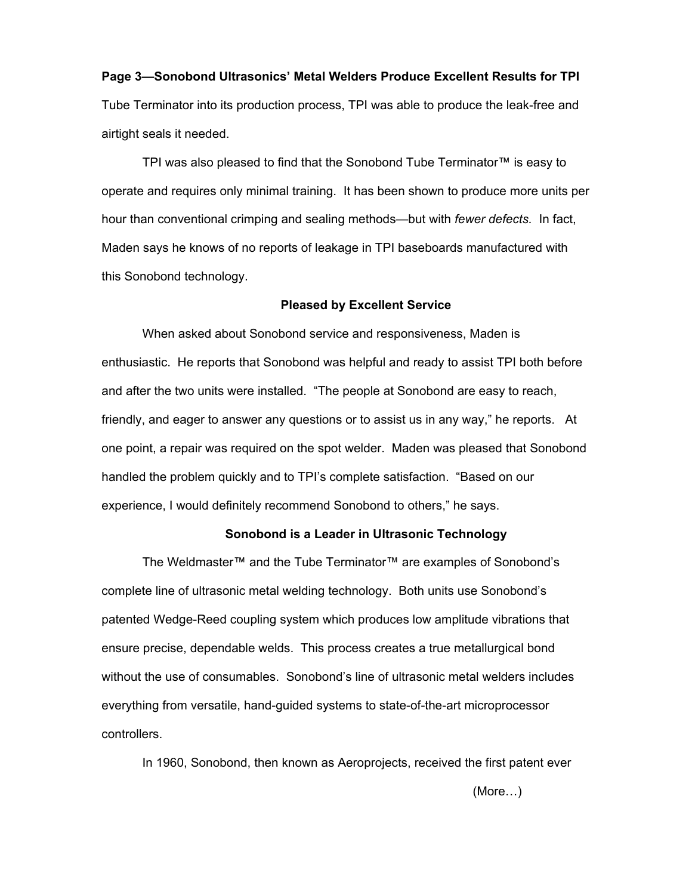Tube Terminator into its production process, TPI was able to produce the leak-free and airtight seals it needed.

TPI was also pleased to find that the Sonobond Tube Terminator™ is easy to operate and requires only minimal training. It has been shown to produce more units per hour than conventional crimping and sealing methods—but with *fewer defects.* In fact, Maden says he knows of no reports of leakage in TPI baseboards manufactured with this Sonobond technology.

## Pleased by Excellent Service

When asked about Sonobond service and responsiveness, Maden is enthusiastic. He reports that Sonobond was helpful and ready to assist TPI both before and after the two units were installed. "The people at Sonobond are easy to reach, friendly, and eager to answer any questions or to assist us in any way," he reports. At one point, a repair was required on the spot welder. Maden was pleased that Sonobond handled the problem quickly and to TPI's complete satisfaction. "Based on our experience, I would definitely recommend Sonobond to others," he says.

## Sonobond is a Leader in Ultrasonic Technology

The Weldmaster™ and the Tube Terminator™ are examples of Sonobond's complete line of ultrasonic metal welding technology. Both units use Sonobond's patented Wedge-Reed coupling system which produces low amplitude vibrations that ensure precise, dependable welds. This process creates a true metallurgical bond without the use of consumables. Sonobond's line of ultrasonic metal welders includes everything from versatile, hand-guided systems to state-of-the-art microprocessor controllers.

In 1960, Sonobond, then known as Aeroprojects, received the first patent ever

(More…)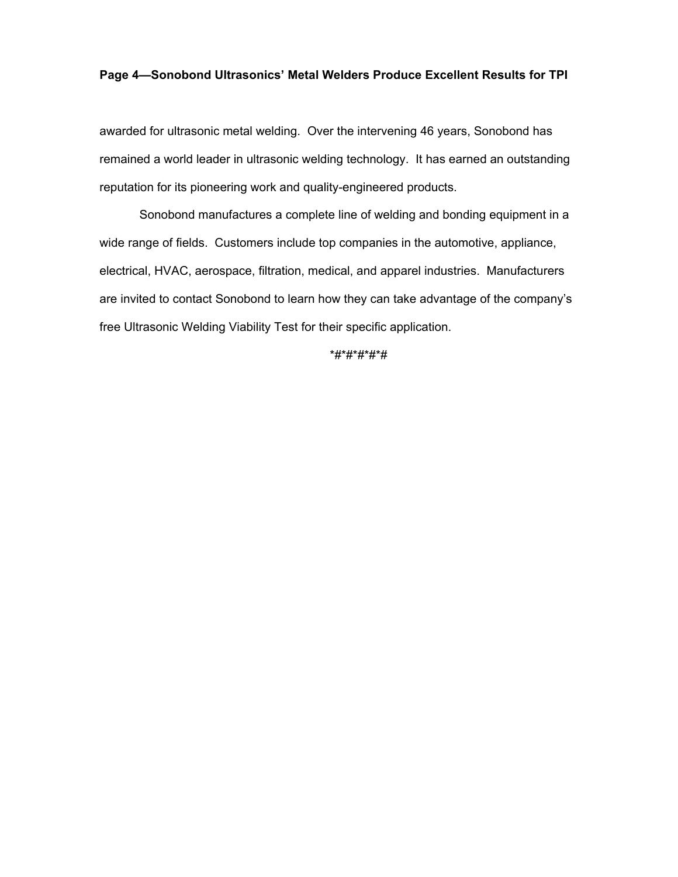awarded for ultrasonic metal welding. Over the intervening 46 years, Sonobond has remained a world leader in ultrasonic welding technology. It has earned an outstanding reputation for its pioneering work and quality-engineered products.

Sonobond manufactures a complete line of welding and bonding equipment in a wide range of fields. Customers include top companies in the automotive, appliance, electrical, HVAC, aerospace, filtration, medical, and apparel industries. Manufacturers are invited to contact Sonobond to learn how they can take advantage of the company's free Ultrasonic Welding Viability Test for their specific application.

*#*#*#*#*#